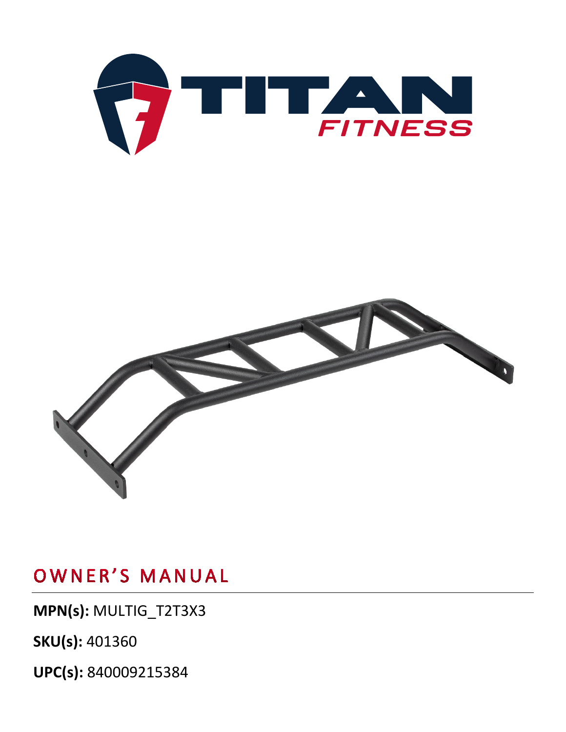# OWNER'S MANUAL

**MPN(s):** MULTIG_T2T3X3

**SKU(s):** 401360

**UPC(s):** 840009215384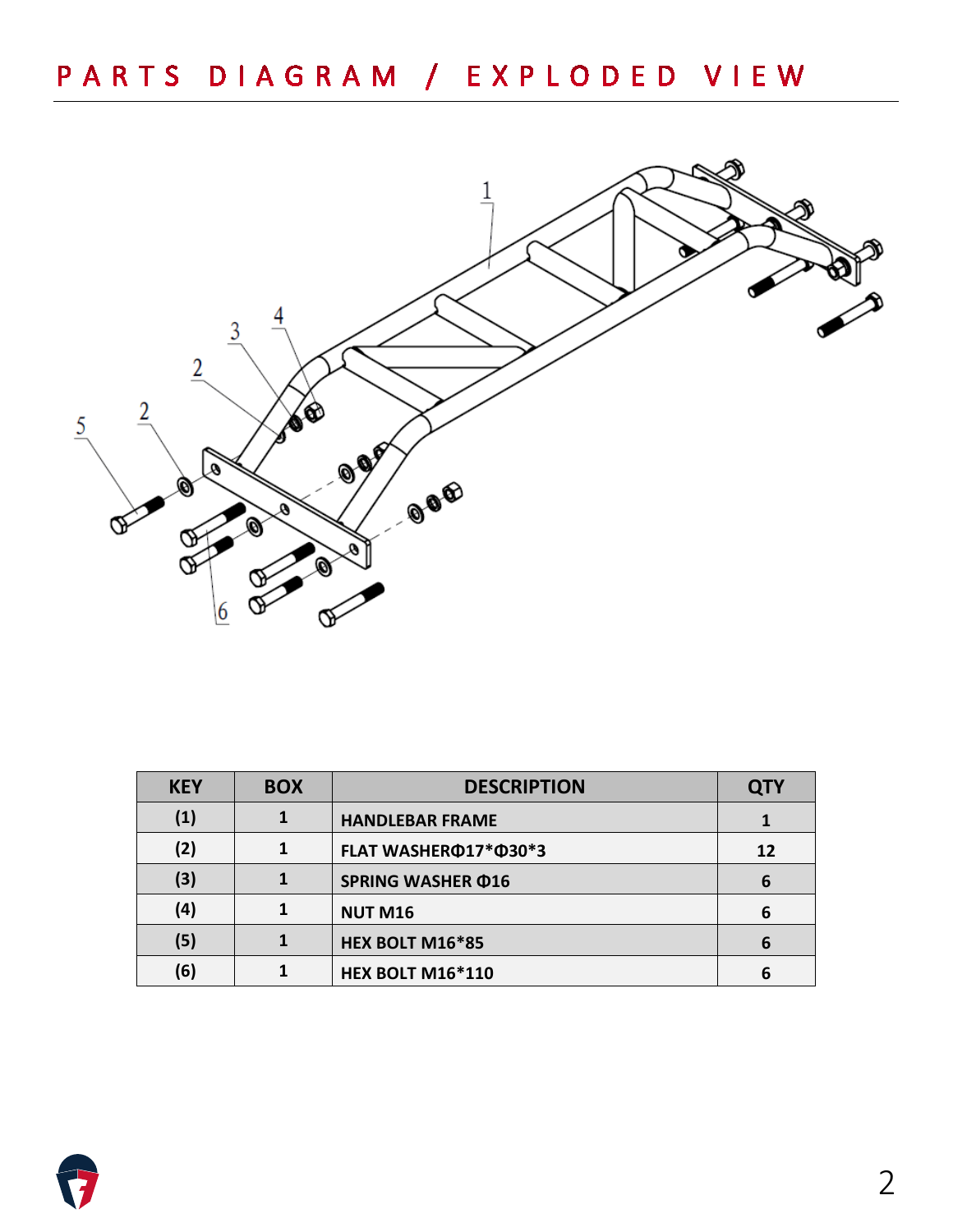# PARTS DIAGRAM / EXPLODED VIEW

| KEY | BOX | DESCRIPTION | QTY |
|---|---|---|---|
| (1) | 1 | HANDLEBAR FRAME | 1 |
| (2) | 1 | FLAT WASHERΦ17*Φ30*3 | 12 |
| (3) | 1 | SPRING WASHER Φ16 | 6 |
| (4) | 1 | NUT M16 | 6 |
| (5) | 1 | HEX BOLT M16*85 | 6 |
| (6) | 1 | HEX BOLT M16*110 | 6 |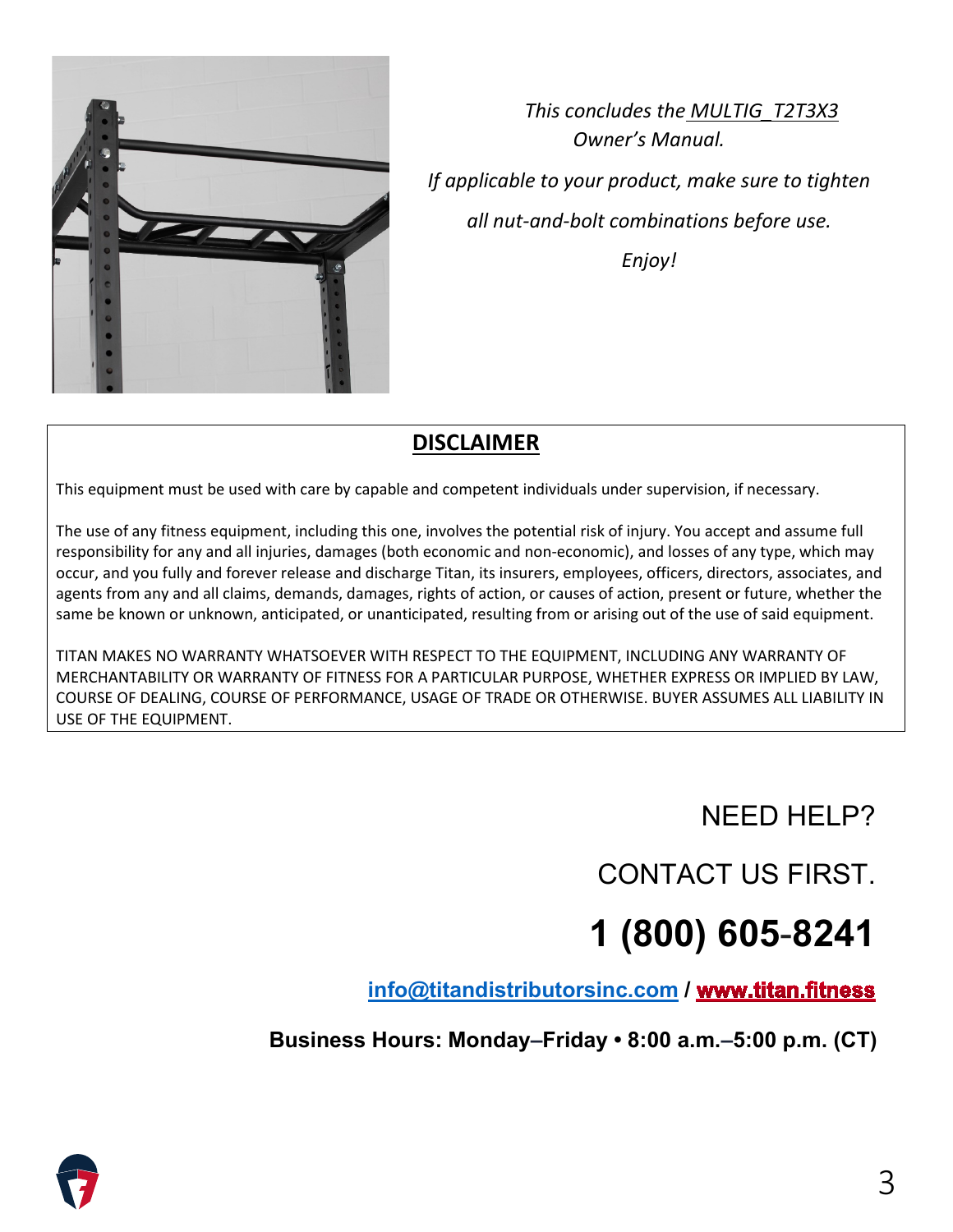*This concludes the MULTIG_T2T3X3 Owner's Manual.*

*If applicable to your product, make sure to tighten all nut-and-bolt combinations before use.*

*Enjoy!*

## DISCLAIMER

This equipment must be used with care by capable and competent individuals under supervision, if necessary.

The use of any fitness equipment, including this one, involves the potential risk of injury. You accept and assume full responsibility for any and all injuries, damages (both economic and non-economic), and losses of any type, which may occur, and you fully and forever release and discharge Titan, its insurers, employees, officers, directors, associates, and agents from any and all claims, demands, damages, rights of action, or causes of action, present or future, whether the same be known or unknown, anticipated, or unanticipated, resulting from or arising out of the use of said equipment.

TITAN MAKES NO WARRANTY WHATSOEVER WITH RESPECT TO THE EQUIPMENT, INCLUDING ANY WARRANTY OF MERCHANTABILITY OR WARRANTY OF FITNESS FOR A PARTICULAR PURPOSE, WHETHER EXPRESS OR IMPLIED BY LAW, COURSE OF DEALING, COURSE OF PERFORMANCE, USAGE OF TRADE OR OTHERWISE. BUYER ASSUMES ALL LIABILITY IN USE OF THE EQUIPMENT.

NEED HELP?

CONTACT US FIRST.

**1 (800) 605-8241**

**info@titandistributorsinc.com / www.titan.fitness**

**Business Hours: Monday–Friday • 8:00 a.m.–5:00 p.m. (CT)**